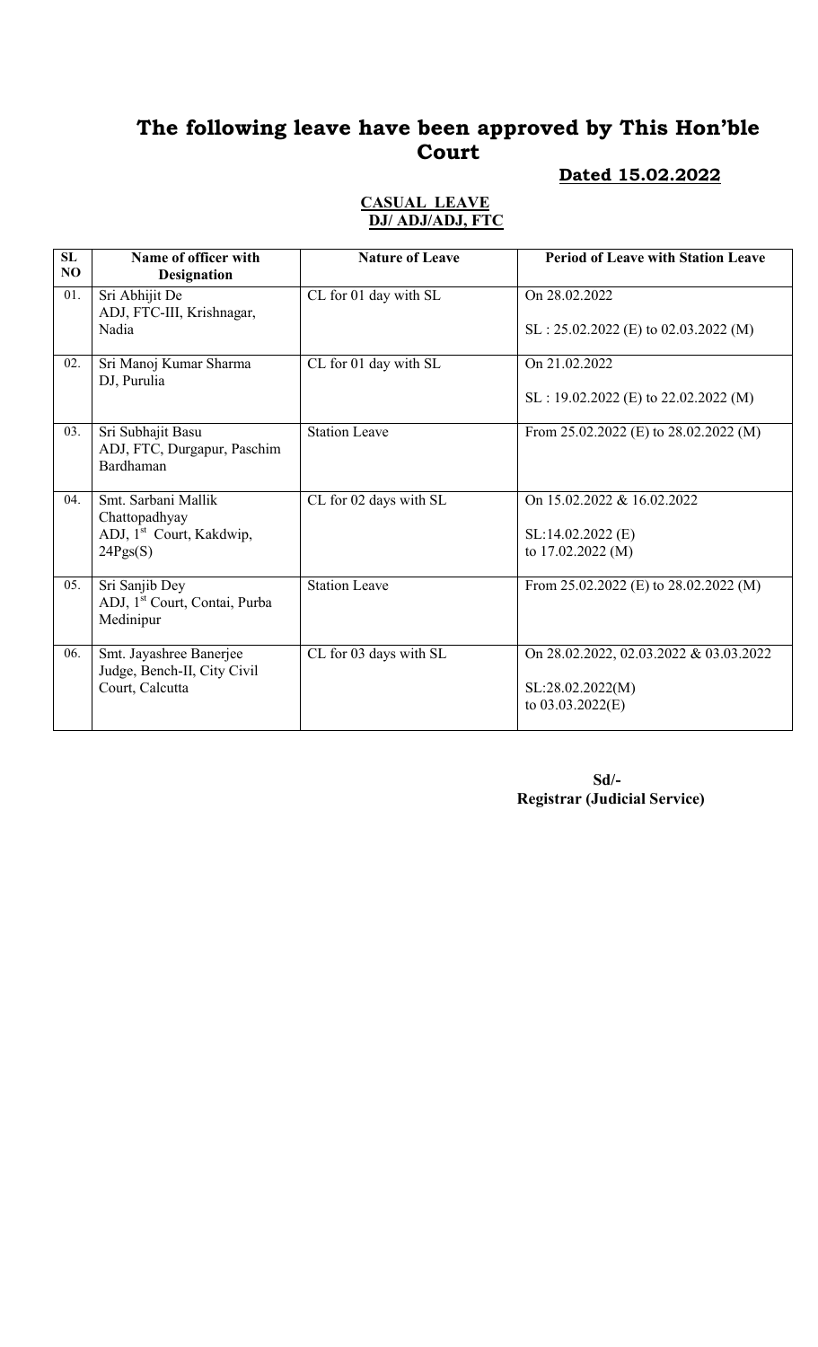# The following leave have been approved by This Hon'ble Court

**Dated 15.02.2022**

**CASUAL LEAVE**
**DJ/ ADJ/ADJ, FTC**

| SL NO | Name of officer with Designation | Nature of Leave | Period of Leave with Station Leave |
|---|---|---|---|
| 01. | Sri Abhijit De<br>ADJ, FTC-III, Krishnagar, Nadia | CL for 01 day with SL | On 28.02.2022<br><br>SL : 25.02.2022 (E) to 02.03.2022 (M) |
| 02. | Sri Manoj Kumar Sharma<br>DJ, Purulia | CL for 01 day with SL | On 21.02.2022<br><br>SL : 19.02.2022 (E) to 22.02.2022 (M) |
| 03. | Sri Subhajit Basu<br>ADJ, FTC, Durgapur, Paschim Bardhaman | Station Leave | From 25.02.2022 (E) to 28.02.2022 (M) |
| 04. | Smt. Sarbani Mallik Chattopadhyay<br>ADJ, 1st Court, Kakdwip, 24Pgs(S) | CL for 02 days with SL | On 15.02.2022 & 16.02.2022<br><br>SL:14.02.2022 (E)<br>to 17.02.2022 (M) |
| 05. | Sri Sanjib Dey<br>ADJ, 1st Court, Contai, Purba Medinipur | Station Leave | From 25.02.2022 (E) to 28.02.2022 (M) |
| 06. | Smt. Jayashree Banerjee<br>Judge, Bench-II, City Civil Court, Calcutta | CL for 03 days with SL | On 28.02.2022, 02.03.2022 & 03.03.2022<br><br>SL:28.02.2022(M)<br>to 03.03.2022(E) |

**Sd/-**
**Registrar (Judicial Service)**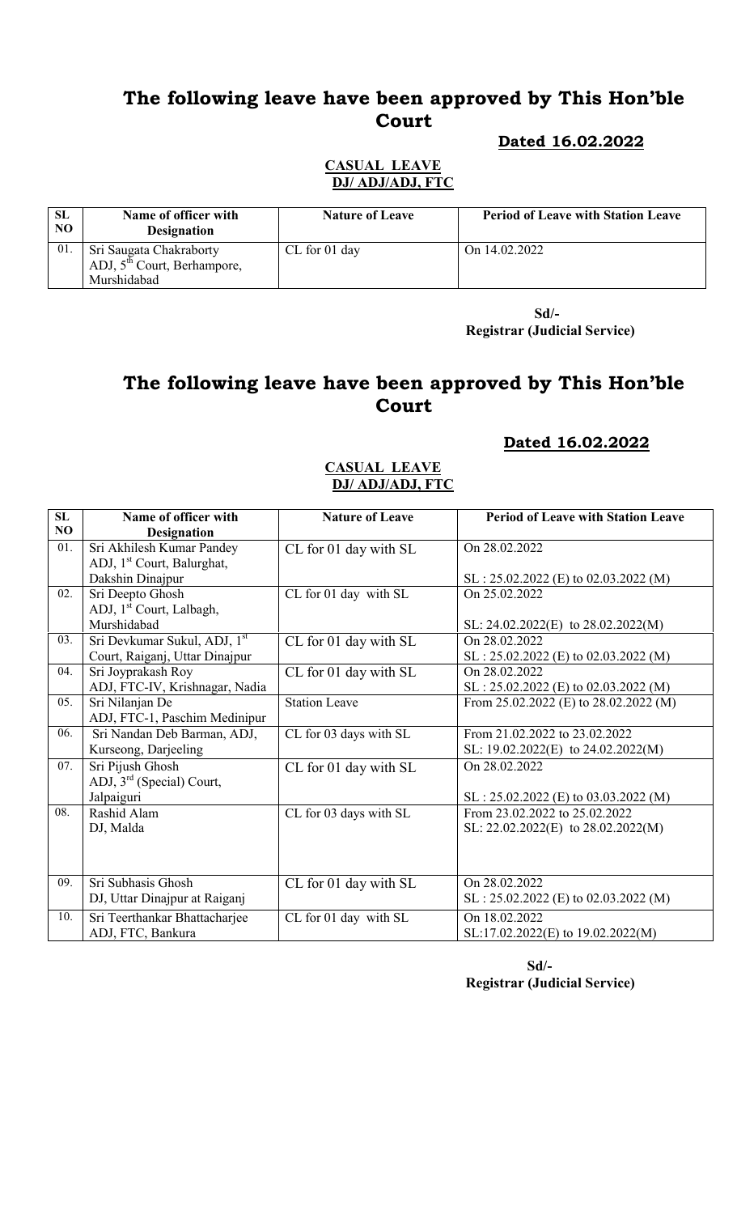# The following leave have been approved by This Hon'ble Court

**Dated 16.02.2022**

**CASUAL LEAVE**
**DJ/ ADJ/ADJ, FTC**

| SL NO | Name of officer with Designation | Nature of Leave | Period of Leave with Station Leave |
|---|---|---|---|
| 01. | Sri Saugata Chakraborty ADJ, 5th Court, Berhampore, Murshidabad | CL for 01 day | On 14.02.2022 |

**Sd/-**
**Registrar (Judicial Service)**

# The following leave have been approved by This Hon'ble Court

**Dated 16.02.2022**

**CASUAL LEAVE**
**DJ/ ADJ/ADJ, FTC**

| SL NO | Name of officer with Designation | Nature of Leave | Period of Leave with Station Leave |
|---|---|---|---|
| 01. | Sri Akhilesh Kumar Pandey ADJ, 1st Court, Balurghat, Dakshin Dinajpur | CL for 01 day with SL | On 28.02.2022<br>SL : 25.02.2022 (E) to 02.03.2022 (M) |
| 02. | Sri Deepto Ghosh ADJ, 1st Court, Lalbagh, Murshidabad | CL for 01 day with SL | On 25.02.2022<br>SL: 24.02.2022(E) to 28.02.2022(M) |
| 03. | Sri Devkumar Sukul, ADJ, 1st Court, Raiganj, Uttar Dinajpur | CL for 01 day with SL | On 28.02.2022<br>SL : 25.02.2022 (E) to 02.03.2022 (M) |
| 04. | Sri Joyprakash Roy ADJ, FTC-IV, Krishnagar, Nadia | CL for 01 day with SL | On 28.02.2022<br>SL : 25.02.2022 (E) to 02.03.2022 (M) |
| 05. | Sri Nilanjan De ADJ, FTC-1, Paschim Medinipur | Station Leave | From 25.02.2022 (E) to 28.02.2022 (M) |
| 06. | Sri Nandan Deb Barman, ADJ, Kurseong, Darjeeling | CL for 03 days with SL | From 21.02.2022 to 23.02.2022<br>SL: 19.02.2022(E) to 24.02.2022(M) |
| 07. | Sri Pijush Ghosh ADJ, 3rd (Special) Court, Jalpaiguri | CL for 01 day with SL | On 28.02.2022<br>SL : 25.02.2022 (E) to 03.03.2022 (M) |
| 08. | Rashid Alam DJ, Malda | CL for 03 days with SL | From 23.02.2022 to 25.02.2022<br>SL: 22.02.2022(E) to 28.02.2022(M) |
| 09. | Sri Subhasis Ghosh DJ, Uttar Dinajpur at Raiganj | CL for 01 day with SL | On 28.02.2022<br>SL : 25.02.2022 (E) to 02.03.2022 (M) |
| 10. | Sri Teerthankar Bhattacharjee ADJ, FTC, Bankura | CL for 01 day with SL | On 18.02.2022<br>SL:17.02.2022(E) to 19.02.2022(M) |

**Sd/-**
**Registrar (Judicial Service)**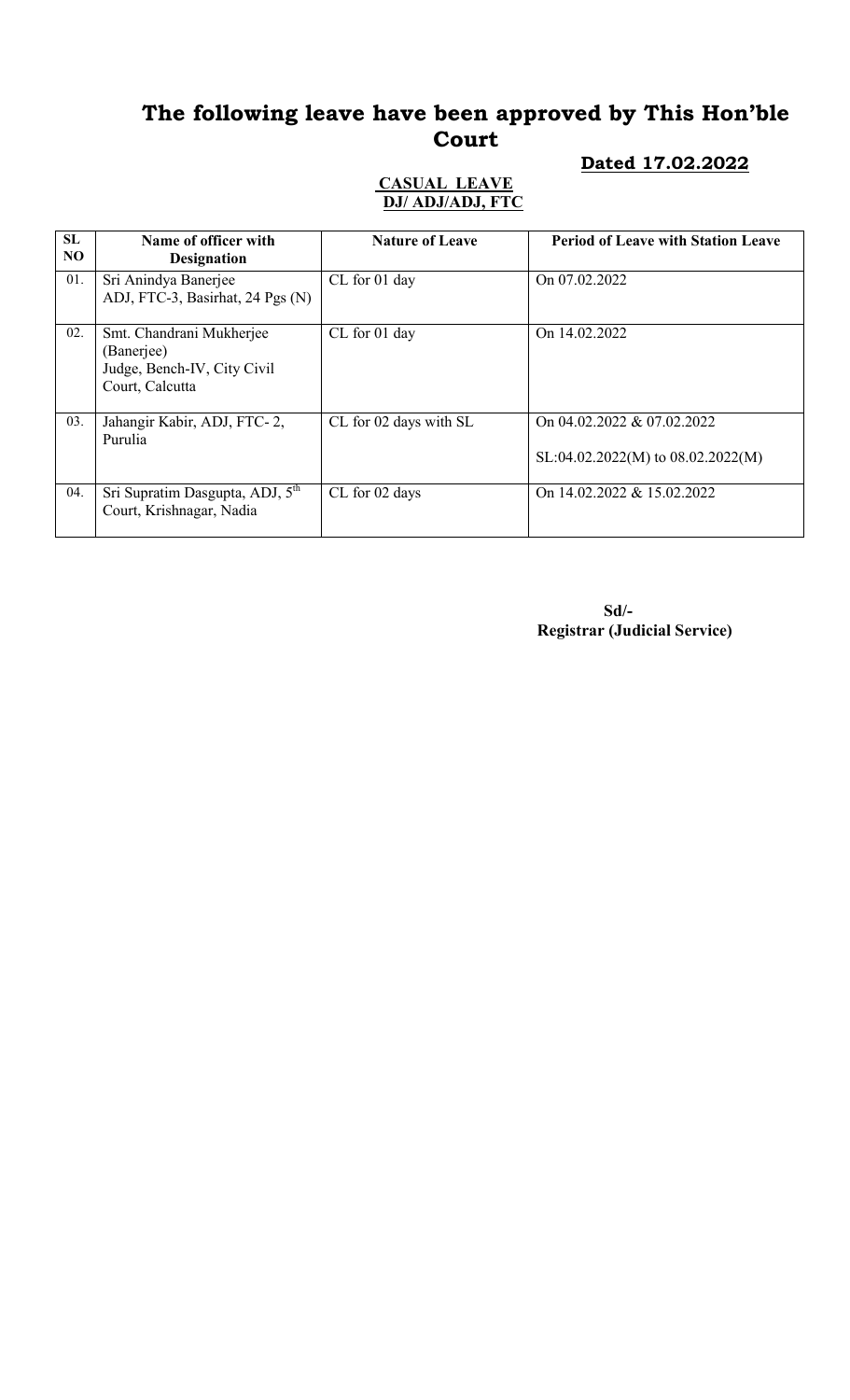# The following leave have been approved by This Hon'ble Court

**Dated 17.02.2022**

**CASUAL LEAVE**
**DJ/ ADJ/ADJ, FTC**

| SL NO | Name of officer with Designation | Nature of Leave | Period of Leave with Station Leave |
|---|---|---|---|
| 01. | Sri Anindya Banerjee ADJ, FTC-3, Basirhat, 24 Pgs (N) | CL for 01 day | On 07.02.2022 |
| 02. | Smt. Chandrani Mukherjee (Banerjee) Judge, Bench-IV, City Civil Court, Calcutta | CL for 01 day | On 14.02.2022 |
| 03. | Jahangir Kabir, ADJ, FTC- 2, Purulia | CL for 02 days with SL | On 04.02.2022 & 07.02.2022<br>SL:04.02.2022(M) to 08.02.2022(M) |
| 04. | Sri Supratim Dasgupta, ADJ, 5th Court, Krishnagar, Nadia | CL for 02 days | On 14.02.2022 & 15.02.2022 |

**Sd/-**
**Registrar (Judicial Service)**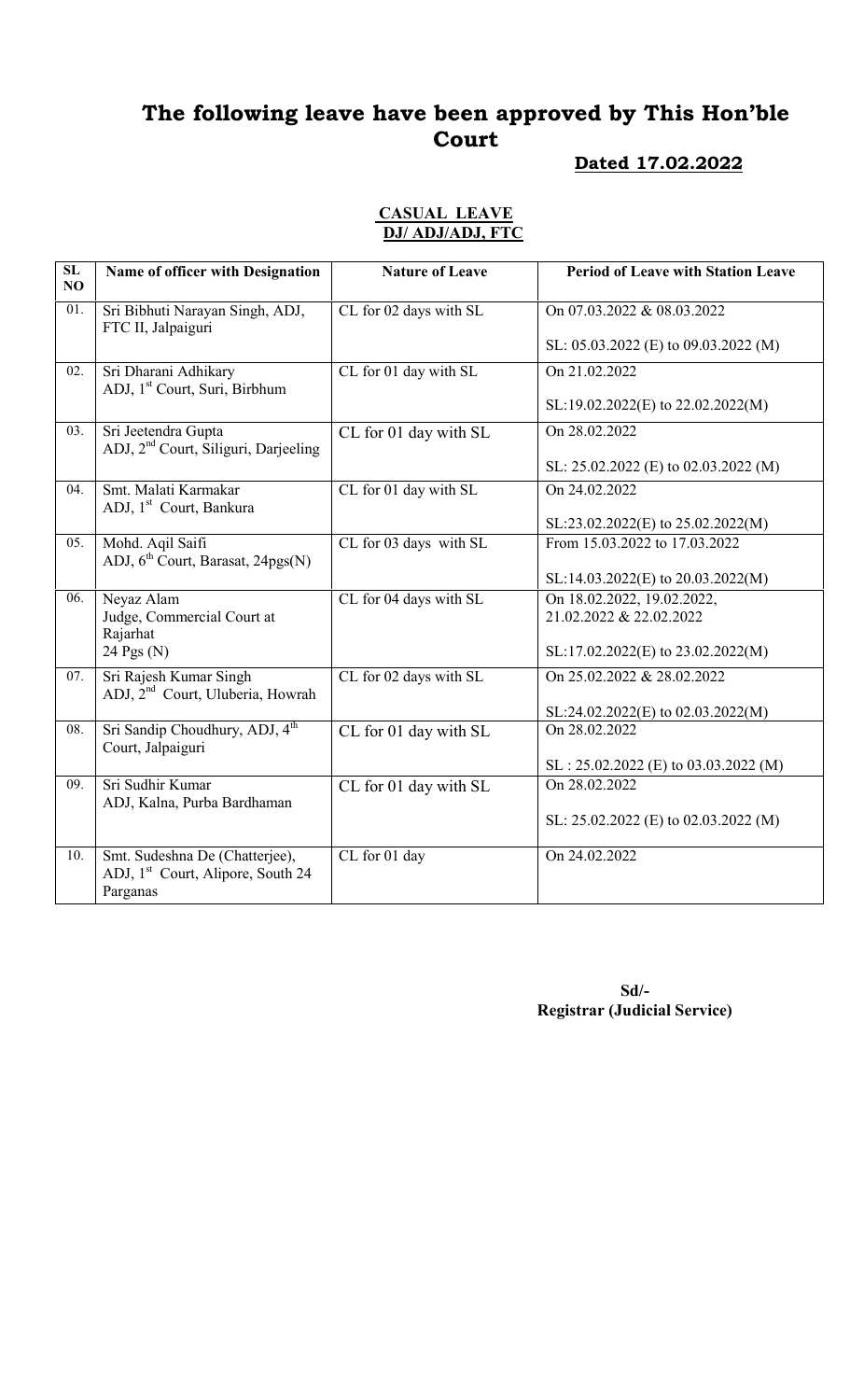# The following leave have been approved by This Hon'ble Court

**Dated 17.02.2022**

**CASUAL LEAVE**
**DJ/ ADJ/ADJ, FTC**

| SL NO | Name of officer with Designation | Nature of Leave | Period of Leave with Station Leave |
|---|---|---|---|
| 01. | Sri Bibhuti Narayan Singh, ADJ, FTC II, Jalpaiguri | CL for 02 days with SL | On 07.03.2022 & 08.03.2022<br><br>SL: 05.03.2022 (E) to 09.03.2022 (M) |
| 02. | Sri Dharani Adhikary<br>ADJ, 1st Court, Suri, Birbhum | CL for 01 day with SL | On 21.02.2022<br><br>SL:19.02.2022(E) to 22.02.2022(M) |
| 03. | Sri Jeetendra Gupta<br>ADJ, 2nd Court, Siliguri, Darjeeling | CL for 01 day with SL | On 28.02.2022<br><br>SL: 25.02.2022 (E) to 02.03.2022 (M) |
| 04. | Smt. Malati Karmakar<br>ADJ, 1st Court, Bankura | CL for 01 day with SL | On 24.02.2022<br><br>SL:23.02.2022(E) to 25.02.2022(M) |
| 05. | Mohd. Aqil Saifi<br>ADJ, 6th Court, Barasat, 24pgs(N) | CL for 03 days with SL | From 15.03.2022 to 17.03.2022<br><br>SL:14.03.2022(E) to 20.03.2022(M) |
| 06. | Neyaz Alam<br>Judge, Commercial Court at Rajarhat<br>24 Pgs (N) | CL for 04 days with SL | On 18.02.2022, 19.02.2022, 21.02.2022 & 22.02.2022<br><br>SL:17.02.2022(E) to 23.02.2022(M) |
| 07. | Sri Rajesh Kumar Singh<br>ADJ, 2nd Court, Uluberia, Howrah | CL for 02 days with SL | On 25.02.2022 & 28.02.2022<br><br>SL:24.02.2022(E) to 02.03.2022(M) |
| 08. | Sri Sandip Choudhury, ADJ, 4th Court, Jalpaiguri | CL for 01 day with SL | On 28.02.2022<br><br>SL : 25.02.2022 (E) to 03.03.2022 (M) |
| 09. | Sri Sudhir Kumar<br>ADJ, Kalna, Purba Bardhaman | CL for 01 day with SL | On 28.02.2022<br><br>SL: 25.02.2022 (E) to 02.03.2022 (M) |
| 10. | Smt. Sudeshna De (Chatterjee), ADJ, 1st Court, Alipore, South 24 Parganas | CL for 01 day | On 24.02.2022 |

**Sd/-**
**Registrar (Judicial Service)**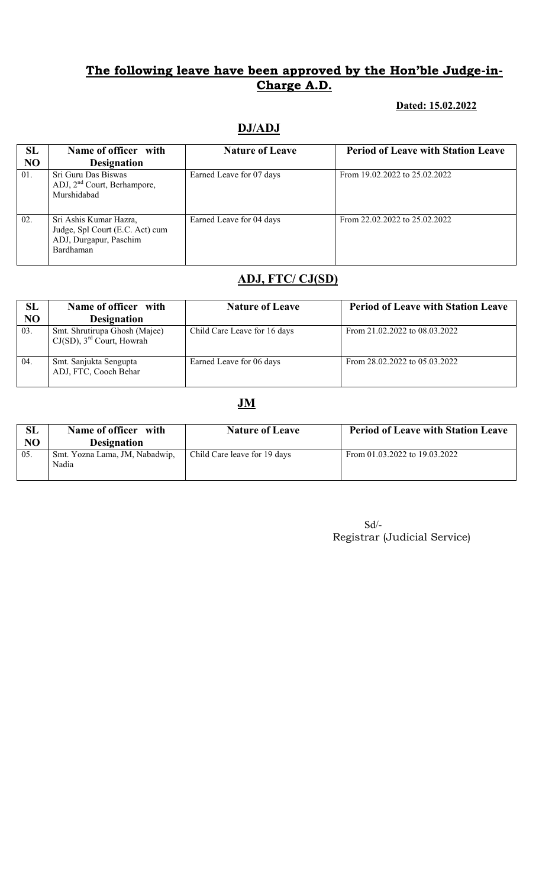## **The following leave have been approved by the Hon'ble Judge-in-Charge A.D.**

**Dated: 15.02.2022**

### **DJ/ADJ**

| SL NO | Name of officer with Designation | Nature of Leave | Period of Leave with Station Leave |
|---|---|---|---|
| 01. | Sri Guru Das Biswas ADJ, 2nd Court, Berhampore, Murshidabad | Earned Leave for 07 days | From 19.02.2022 to 25.02.2022 |
| 02. | Sri Ashis Kumar Hazra, Judge, Spl Court (E.C. Act) cum ADJ, Durgapur, Paschim Bardhaman | Earned Leave for 04 days | From 22.02.2022 to 25.02.2022 |

### **ADJ, FTC/ CJ(SD)**

| SL NO | Name of officer with Designation | Nature of Leave | Period of Leave with Station Leave |
|---|---|---|---|
| 03. | Smt. Shrutirupa Ghosh (Majee) CJ(SD), 3rd Court, Howrah | Child Care Leave for 16 days | From 21.02.2022 to 08.03.2022 |
| 04. | Smt. Sanjukta Sengupta ADJ, FTC, Cooch Behar | Earned Leave for 06 days | From 28.02.2022 to 05.03.2022 |

### **JM**

| SL NO | Name of officer with Designation | Nature of Leave | Period of Leave with Station Leave |
|---|---|---|---|
| 05. | Smt. Yozna Lama, JM, Nabadwip, Nadia | Child Care leave for 19 days | From 01.03.2022 to 19.03.2022 |

Sd/-
Registrar (Judicial Service)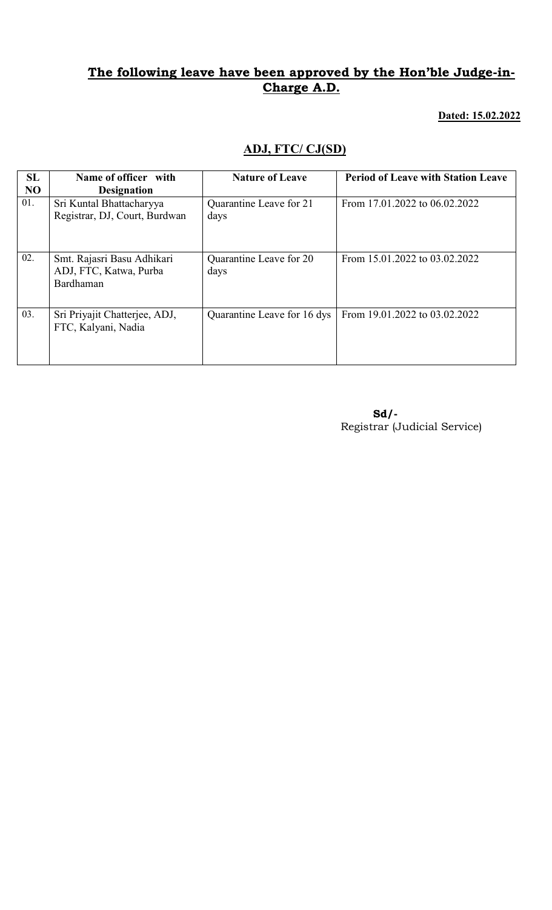## **The following leave have been approved by the Hon'ble Judge-in-Charge A.D.**

**Dated: 15.02.2022**

### **ADJ, FTC/ CJ(SD)**

| SL NO | Name of officer with Designation | Nature of Leave | Period of Leave with Station Leave |
|---|---|---|---|
| 01. | Sri Kuntal Bhattacharyya Registrar, DJ, Court, Burdwan | Quarantine Leave for 21 days | From 17.01.2022 to 06.02.2022 |
| 02. | Smt. Rajasri Basu Adhikari ADJ, FTC, Katwa, Purba Bardhaman | Quarantine Leave for 20 days | From 15.01.2022 to 03.02.2022 |
| 03. | Sri Priyajit Chatterjee, ADJ, FTC, Kalyani, Nadia | Quarantine Leave for 16 dys | From 19.01.2022 to 03.02.2022 |

**Sd/-**
Registrar (Judicial Service)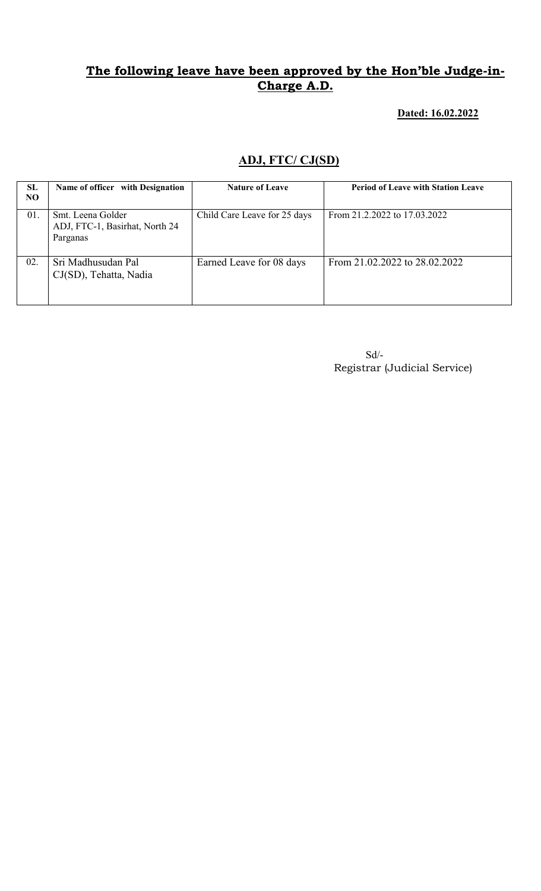## **The following leave have been approved by the Hon'ble Judge-in-Charge A.D.**

**Dated: 16.02.2022**

## **ADJ, FTC/ CJ(SD)**

| SL NO | Name of officer with Designation | Nature of Leave | Period of Leave with Station Leave |
|---|---|---|---|
| 01. | Smt. Leena Golder ADJ, FTC-1, Basirhat, North 24 Parganas | Child Care Leave for 25 days | From 21.2.2022 to 17.03.2022 |
| 02. | Sri Madhusudan Pal CJ(SD), Tehatta, Nadia | Earned Leave for 08 days | From 21.02.2022 to 28.02.2022 |

Sd/-
Registrar (Judicial Service)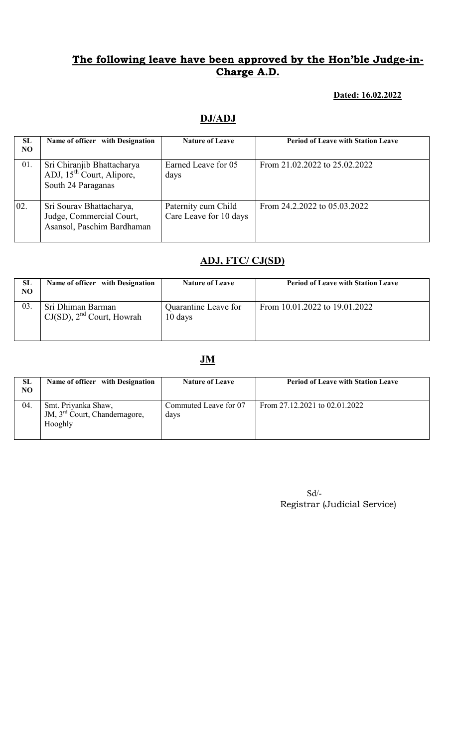## The following leave have been approved by the Hon'ble Judge-in-Charge A.D.

**Dated: 16.02.2022**

### DJ/ADJ

| SL NO | Name of officer with Designation | Nature of Leave | Period of Leave with Station Leave |
|---|---|---|---|
| 01. | Sri Chiranjib Bhattacharya ADJ, 15th Court, Alipore, South 24 Paraganas | Earned Leave for 05 days | From 21.02.2022 to 25.02.2022 |
| 02. | Sri Sourav Bhattacharya, Judge, Commercial Court, Asansol, Paschim Bardhaman | Paternity cum Child Care Leave for 10 days | From 24.2.2022 to 05.03.2022 |

### ADJ, FTC/ CJ(SD)

| SL NO | Name of officer with Designation | Nature of Leave | Period of Leave with Station Leave |
|---|---|---|---|
| 03. | Sri Dhiman Barman CJ(SD), 2nd Court, Howrah | Quarantine Leave for 10 days | From 10.01.2022 to 19.01.2022 |

### JM

| SL NO | Name of officer with Designation | Nature of Leave | Period of Leave with Station Leave |
|---|---|---|---|
| 04. | Smt. Priyanka Shaw, JM, 3rd Court, Chandernagore, Hooghly | Commuted Leave for 07 days | From 27.12.2021 to 02.01.2022 |

Sd/-
Registrar (Judicial Service)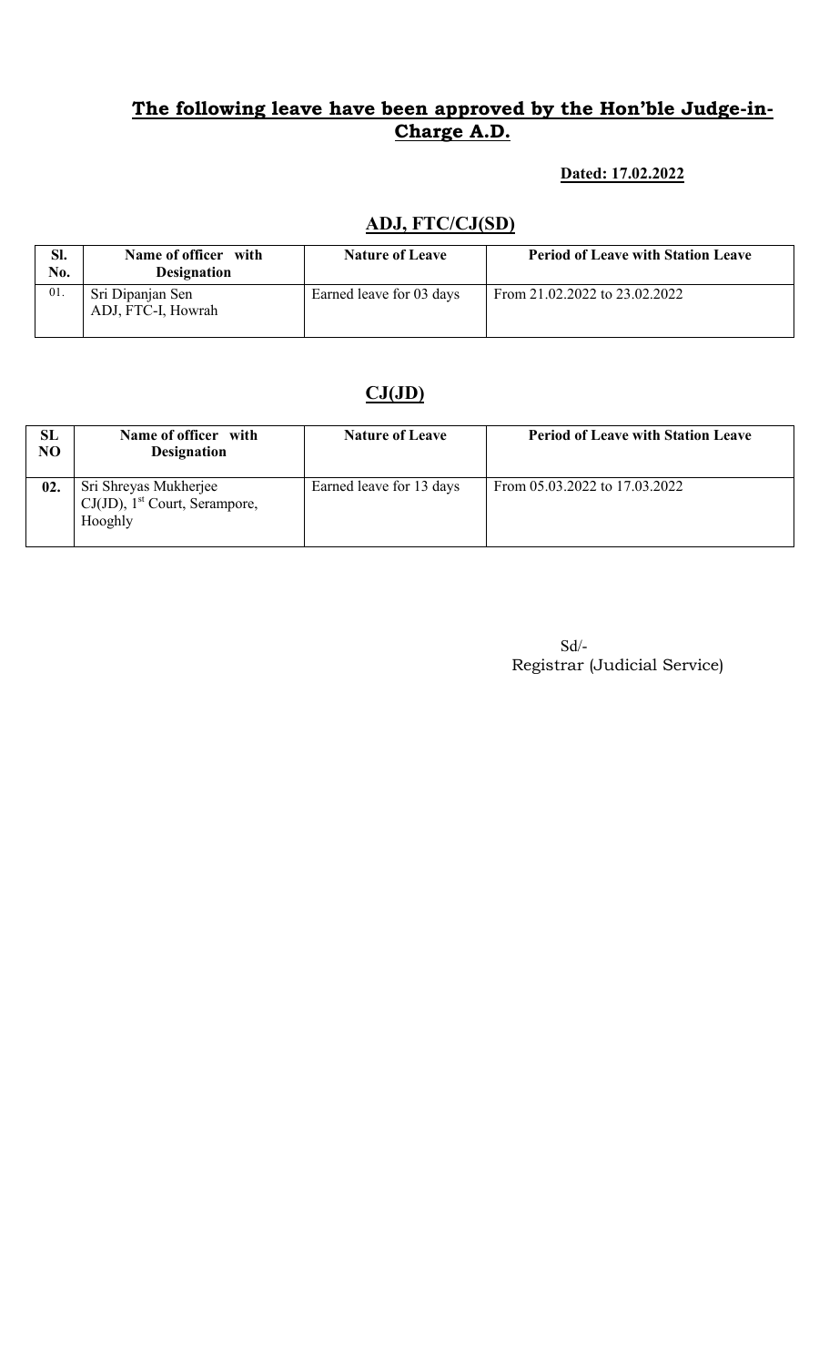## **The following leave have been approved by the Hon'ble Judge-in-Charge A.D.**

**Dated: 17.02.2022**

### **ADJ, FTC/CJ(SD)**

| Sl. No. | Name of officer with Designation | Nature of Leave | Period of Leave with Station Leave |
|---|---|---|---|
| 01. | Sri Dipanjan Sen<br>ADJ, FTC-I, Howrah | Earned leave for 03 days | From 21.02.2022 to 23.02.2022 |

### **CJ(JD)**

| SL NO | Name of officer with Designation | Nature of Leave | Period of Leave with Station Leave |
|---|---|---|---|
| 02. | Sri Shreyas Mukherjee<br>CJ(JD), 1st Court, Serampore, Hooghly | Earned leave for 13 days | From 05.03.2022 to 17.03.2022 |

Sd/-
Registrar (Judicial Service)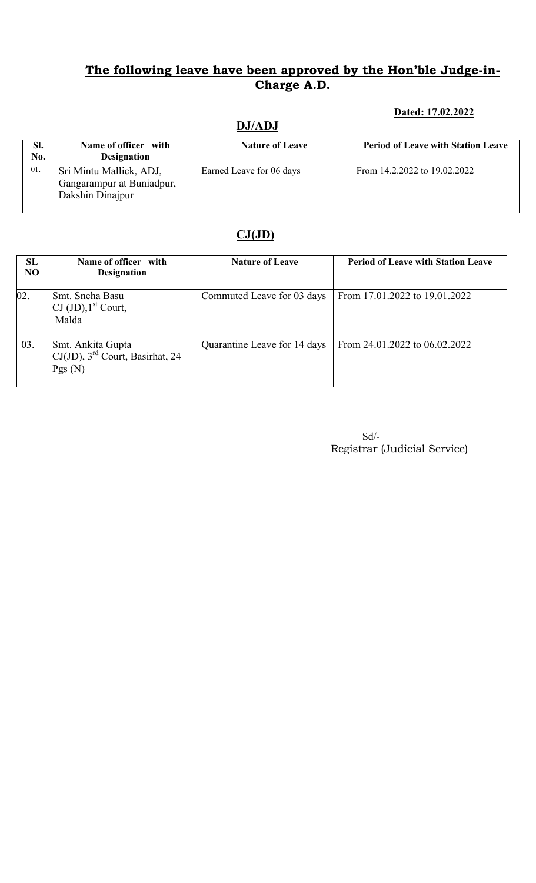## The following leave have been approved by the Hon'ble Judge-in-Charge A.D.

**Dated: 17.02.2022**

### DJ/ADJ

| Sl. No. | Name of officer with Designation | Nature of Leave | Period of Leave with Station Leave |
|---|---|---|---|
| 01. | Sri Mintu Mallick, ADJ, Gangarampur at Buniadpur, Dakshin Dinajpur | Earned Leave for 06 days | From 14.2.2022 to 19.02.2022 |

### CJ(JD)

| SL NO | Name of officer with Designation | Nature of Leave | Period of Leave with Station Leave |
|---|---|---|---|
| 02. | Smt. Sneha Basu CJ (JD), 1st Court, Malda | Commuted Leave for 03 days | From 17.01.2022 to 19.01.2022 |
| 03. | Smt. Ankita Gupta CJ(JD), 3rd Court, Basirhat, 24 Pgs (N) | Quarantine Leave for 14 days | From 24.01.2022 to 06.02.2022 |

Sd/-
Registrar (Judicial Service)